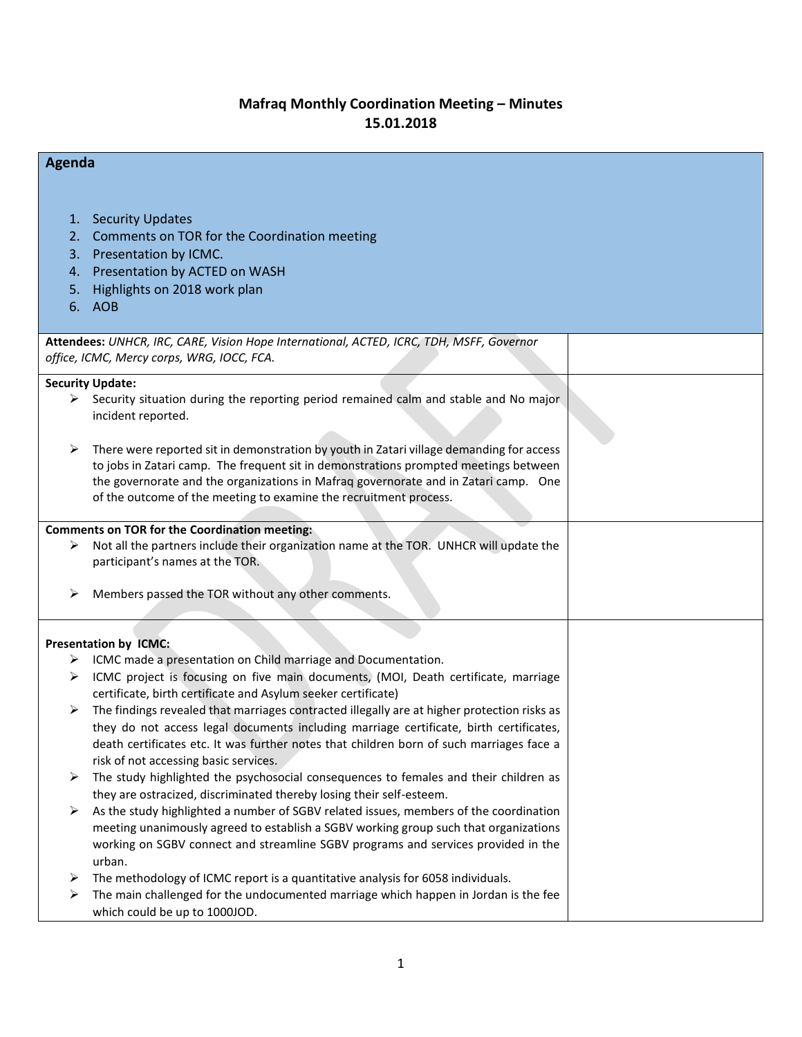# Mafraq Monthly Coordination Meeting – Minutes
# 15.01.2018

## Agenda

1. Security Updates
2. Comments on TOR for the Coordination meeting
3. Presentation by ICMC.
4. Presentation by ACTED on WASH
5. Highlights on 2018 work plan
6. AOB

**Attendees:** *UNHCR, IRC, CARE, Vision Hope International, ACTED, ICRC, TDH, MSFF, Governor office, ICMC, Mercy corps, WRG, IOCC, FCA.*

**Security Update:**

- Security situation during the reporting period remained calm and stable and No major incident reported.
- There were reported sit in demonstration by youth in Zatari village demanding for access to jobs in Zatari camp. The frequent sit in demonstrations prompted meetings between the governorate and the organizations in Mafraq governorate and in Zatari camp. One of the outcome of the meeting to examine the recruitment process.

**Comments on TOR for the Coordination meeting:**

- Not all the partners include their organization name at the TOR. UNHCR will update the participant's names at the TOR.
- Members passed the TOR without any other comments.

**Presentation by ICMC:**

- ICMC made a presentation on Child marriage and Documentation.
- ICMC project is focusing on five main documents, (MOI, Death certificate, marriage certificate, birth certificate and Asylum seeker certificate)
- The findings revealed that marriages contracted illegally are at higher protection risks as they do not access legal documents including marriage certificate, birth certificates, death certificates etc. It was further notes that children born of such marriages face a risk of not accessing basic services.
- The study highlighted the psychosocial consequences to females and their children as they are ostracized, discriminated thereby losing their self-esteem.
- As the study highlighted a number of SGBV related issues, members of the coordination meeting unanimously agreed to establish a SGBV working group such that organizations working on SGBV connect and streamline SGBV programs and services provided in the urban.
- The methodology of ICMC report is a quantitative analysis for 6058 individuals.
- The main challenged for the undocumented marriage which happen in Jordan is the fee which could be up to 1000JOD.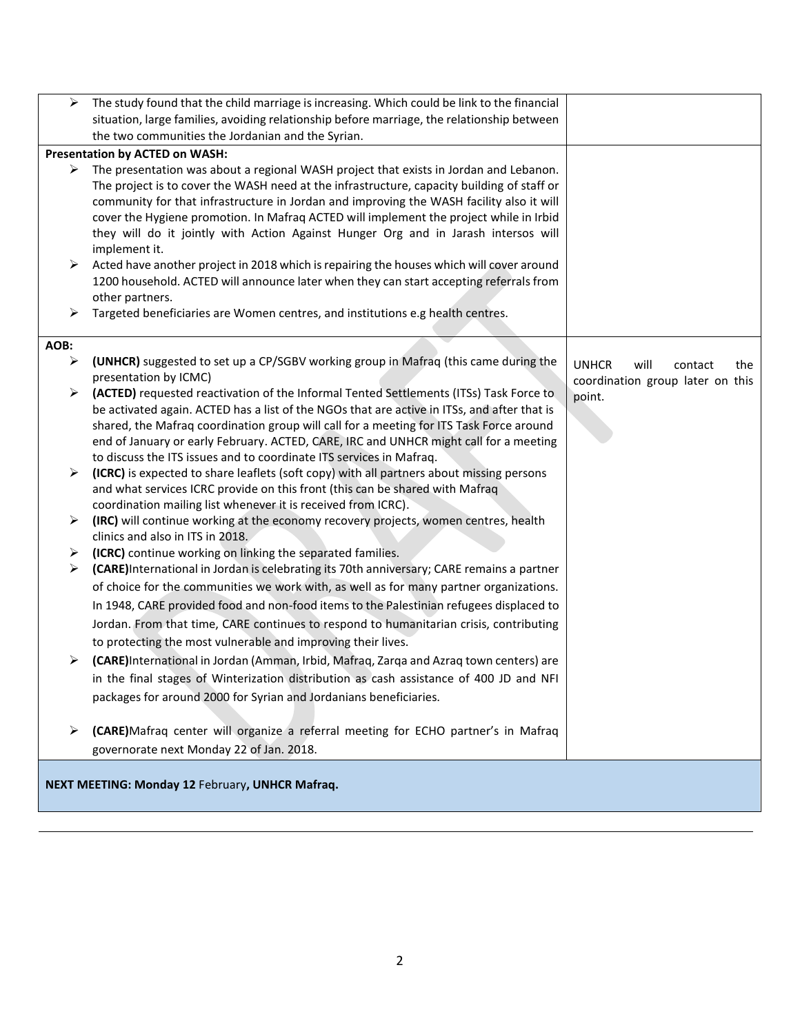| | |
|---|---|
| ➢ The study found that the child marriage is increasing. Which could be link to the financial situation, large families, avoiding relationship before marriage, the relationship between the two communities the Jordanian and the Syrian. | |
| **Presentation by ACTED on WASH:**<br>➢ The presentation was about a regional WASH project that exists in Jordan and Lebanon. The project is to cover the WASH need at the infrastructure, capacity building of staff or community for that infrastructure in Jordan and improving the WASH facility also it will cover the Hygiene promotion. In Mafraq ACTED will implement the project while in Irbid they will do it jointly with Action Against Hunger Org and in Jarash intersos will implement it.<br>➢ Acted have another project in 2018 which is repairing the houses which will cover around 1200 household. ACTED will announce later when they can start accepting referrals from other partners.<br>➢ Targeted beneficiaries are Women centres, and institutions e.g health centres. | |
| **AOB:**<br>➢ **(UNHCR)** suggested to set up a CP/SGBV working group in Mafraq (this came during the presentation by ICMC)<br>➢ **(ACTED)** requested reactivation of the Informal Tented Settlements (ITSs) Task Force to be activated again. ACTED has a list of the NGOs that are active in ITSs, and after that is shared, the Mafraq coordination group will call for a meeting for ITS Task Force around end of January or early February. ACTED, CARE, IRC and UNHCR might call for a meeting to discuss the ITS issues and to coordinate ITS services in Mafraq.<br>➢ **(ICRC)** is expected to share leaflets (soft copy) with all partners about missing persons and what services ICRC provide on this front (this can be shared with Mafraq coordination mailing list whenever it is received from ICRC).<br>➢ **(IRC)** will continue working at the economy recovery projects, women centres, health clinics and also in ITS in 2018.<br>➢ **(ICRC)** continue working on linking the separated families.<br>➢ **(CARE)**International in Jordan is celebrating its 70th anniversary; CARE remains a partner of choice for the communities we work with, as well as for many partner organizations. In 1948, CARE provided food and non-food items to the Palestinian refugees displaced to Jordan. From that time, CARE continues to respond to humanitarian crisis, contributing to protecting the most vulnerable and improving their lives.<br>➢ **(CARE)**International in Jordan (Amman, Irbid, Mafraq, Zarqa and Azraq town centers) are in the final stages of Winterization distribution as cash assistance of 400 JD and NFI packages for around 2000 for Syrian and Jordanians beneficiaries.<br>➢ **(CARE)**Mafraq center will organize a referral meeting for ECHO partner's in Mafraq governorate next Monday 22 of Jan. 2018. | UNHCR will contact the coordination group later on this point. |
| **NEXT MEETING: Monday 12** February**, UNHCR Mafraq.** | |